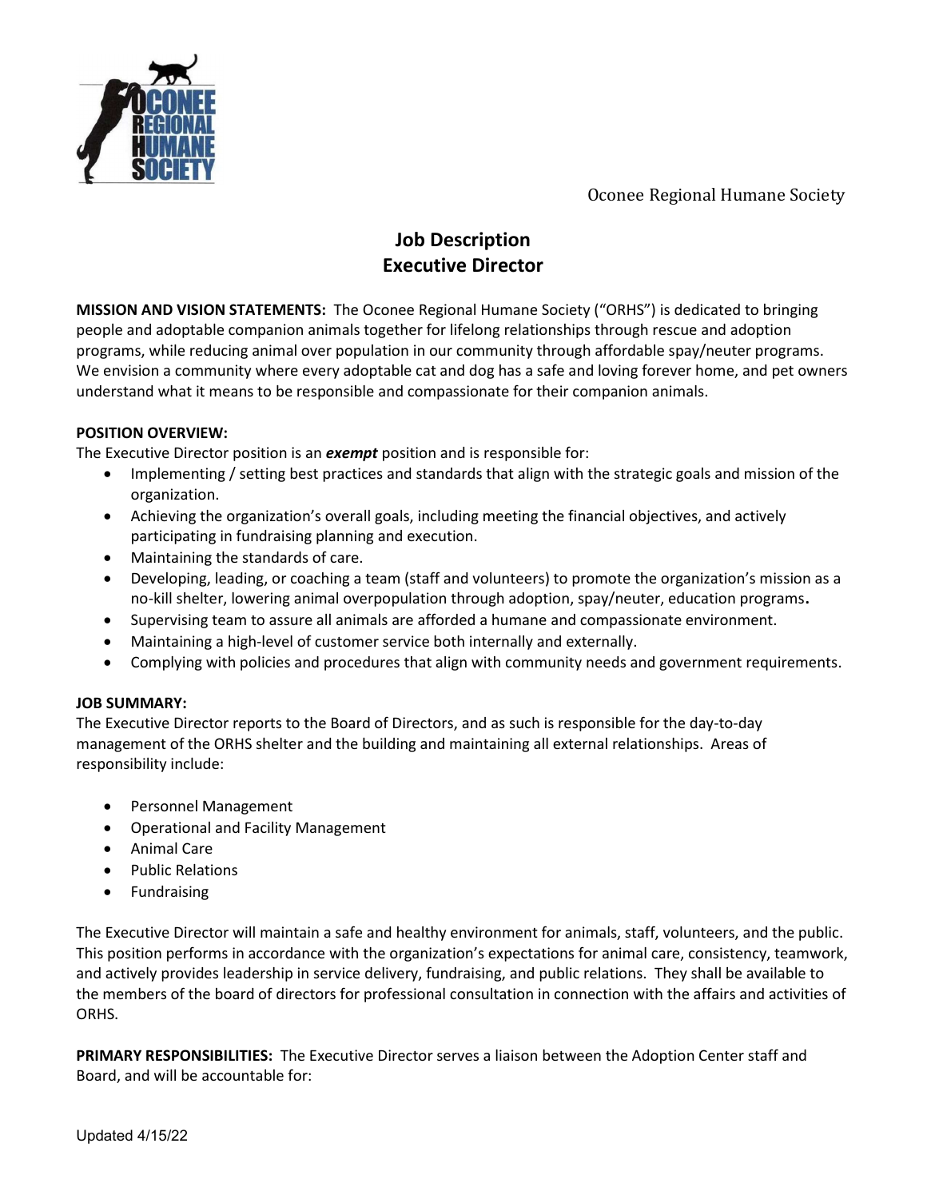Oconee Regional Humane Society

# Job Description
# Executive Director

**MISSION AND VISION STATEMENTS:** The Oconee Regional Humane Society ("ORHS") is dedicated to bringing people and adoptable companion animals together for lifelong relationships through rescue and adoption programs, while reducing animal over population in our community through affordable spay/neuter programs. We envision a community where every adoptable cat and dog has a safe and loving forever home, and pet owners understand what it means to be responsible and compassionate for their companion animals.

**POSITION OVERVIEW:**
The Executive Director position is an ***exempt*** position and is responsible for:

- Implementing / setting best practices and standards that align with the strategic goals and mission of the organization.
- Achieving the organization's overall goals, including meeting the financial objectives, and actively participating in fundraising planning and execution.
- Maintaining the standards of care.
- Developing, leading, or coaching a team (staff and volunteers) to promote the organization's mission as a no-kill shelter, lowering animal overpopulation through adoption, spay/neuter, education programs.
- Supervising team to assure all animals are afforded a humane and compassionate environment.
- Maintaining a high-level of customer service both internally and externally.
- Complying with policies and procedures that align with community needs and government requirements.

**JOB SUMMARY:**
The Executive Director reports to the Board of Directors, and as such is responsible for the day-to-day management of the ORHS shelter and the building and maintaining all external relationships. Areas of responsibility include:

- Personnel Management
- Operational and Facility Management
- Animal Care
- Public Relations
- Fundraising

The Executive Director will maintain a safe and healthy environment for animals, staff, volunteers, and the public. This position performs in accordance with the organization's expectations for animal care, consistency, teamwork, and actively provides leadership in service delivery, fundraising, and public relations. They shall be available to the members of the board of directors for professional consultation in connection with the affairs and activities of ORHS.

**PRIMARY RESPONSIBILITIES:** The Executive Director serves a liaison between the Adoption Center staff and Board, and will be accountable for:

Updated 4/15/22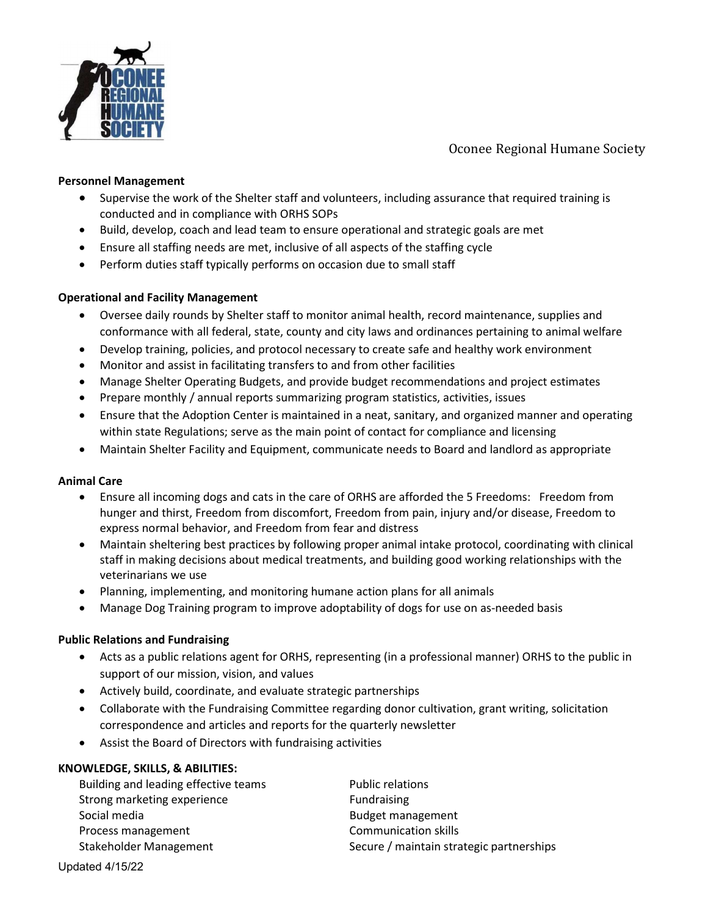**Personal Management** — no wait

**Personnel Management**

- Supervise the work of the Shelter staff and volunteers, including assurance that required training is conducted and in compliance with ORHS SOPs
- Build, develop, coach and lead team to ensure operational and strategic goals are met
- Ensure all staffing needs are met, inclusive of all aspects of the staffing cycle
- Perform duties staff typically performs on occasion due to small staff

**Operational and Facility Management**

- Oversee daily rounds by Shelter staff to monitor animal health, record maintenance, supplies and conformance with all federal, state, county and city laws and ordinances pertaining to animal welfare
- Develop training, policies, and protocol necessary to create safe and healthy work environment
- Monitor and assist in facilitating transfers to and from other facilities
- Manage Shelter Operating Budgets, and provide budget recommendations and project estimates
- Prepare monthly / annual reports summarizing program statistics, activities, issues
- Ensure that the Adoption Center is maintained in a neat, sanitary, and organized manner and operating within state Regulations; serve as the main point of contact for compliance and licensing
- Maintain Shelter Facility and Equipment, communicate needs to Board and landlord as appropriate

**Animal Care**

- Ensure all incoming dogs and cats in the care of ORHS are afforded the 5 Freedoms: Freedom from hunger and thirst, Freedom from discomfort, Freedom from pain, injury and/or disease, Freedom to express normal behavior, and Freedom from fear and distress
- Maintain sheltering best practices by following proper animal intake protocol, coordinating with clinical staff in making decisions about medical treatments, and building good working relationships with the veterinarians we use
- Planning, implementing, and monitoring humane action plans for all animals
- Manage Dog Training program to improve adoptability of dogs for use on as-needed basis

**Public Relations and Fundraising**

- Acts as a public relations agent for ORHS, representing (in a professional manner) ORHS to the public in support of our mission, vision, and values
- Actively build, coordinate, and evaluate strategic partnerships
- Collaborate with the Fundraising Committee regarding donor cultivation, grant writing, solicitation correspondence and articles and reports for the quarterly newsletter
- Assist the Board of Directors with fundraising activities

**KNOWLEDGE, SKILLS, & ABILITIES:**

Building and leading effective teams
Strong marketing experience
Social media
Process management
Stakeholder Management
Public relations
Fundraising
Budget management
Communication skills
Secure / maintain strategic partnerships

Updated 4/15/22

**Personnel Management**

- Supervise the work of the Shelter staff and volunteers, including assurance that required training is conducted and in compliance with ORHS SOPs
- Build, develop, coach and lead team to ensure operational and strategic goals are met
- Ensure all staffing needs are met, inclusive of all aspects of the staffing cycle
- Perform duties staff typically performs on occasion due to small staff

**Operational and Facility Management**

- Oversee daily rounds by Shelter staff to monitor animal health, record maintenance, supplies and conformance with all federal, state, county and city laws and ordinances pertaining to animal welfare
- Develop training, policies, and protocol necessary to create safe and healthy work environment
- Monitor and assist in facilitating transfers to and from other facilities
- Manage Shelter Operating Budgets, and provide budget recommendations and project estimates
- Prepare monthly / annual reports summarizing program statistics, activities, issues
- Ensure that the Adoption Center is maintained in a neat, sanitary, and organized manner and operating within state Regulations; serve as the main point of contact for compliance and licensing
- Maintain Shelter Facility and Equipment, communicate needs to Board and landlord as appropriate

**Animal Care**

- Ensure all incoming dogs and cats in the care of ORHS are afforded the 5 Freedoms: Freedom from hunger and thirst, Freedom from discomfort, Freedom from pain, injury and/or disease, Freedom to express normal behavior, and Freedom from fear and distress
- Maintain sheltering best practices by following proper animal intake protocol, coordinating with clinical staff in making decisions about medical treatments, and building good working relationships with the veterinarians we use
- Planning, implementing, and monitoring humane action plans for all animals
- Manage Dog Training program to improve adoptability of dogs for use on as-needed basis

**Public Relations and Fundraising**

- Acts as a public relations agent for ORHS, representing (in a professional manner) ORHS to the public in support of our mission, vision, and values
- Actively build, coordinate, and evaluate strategic partnerships
- Collaborate with the Fundraising Committee regarding donor cultivation, grant writing, solicitation correspondence and articles and reports for the quarterly newsletter
- Assist the Board of Directors with fundraising activities

**KNOWLEDGE, SKILLS, & ABILITIES:**

Building and leading effective teams
Strong marketing experience
Social media
Process management
Stakeholder Management
Public relations
Fundraising
Budget management
Communication skills
Secure / maintain strategic partnerships

Updated 4/15/22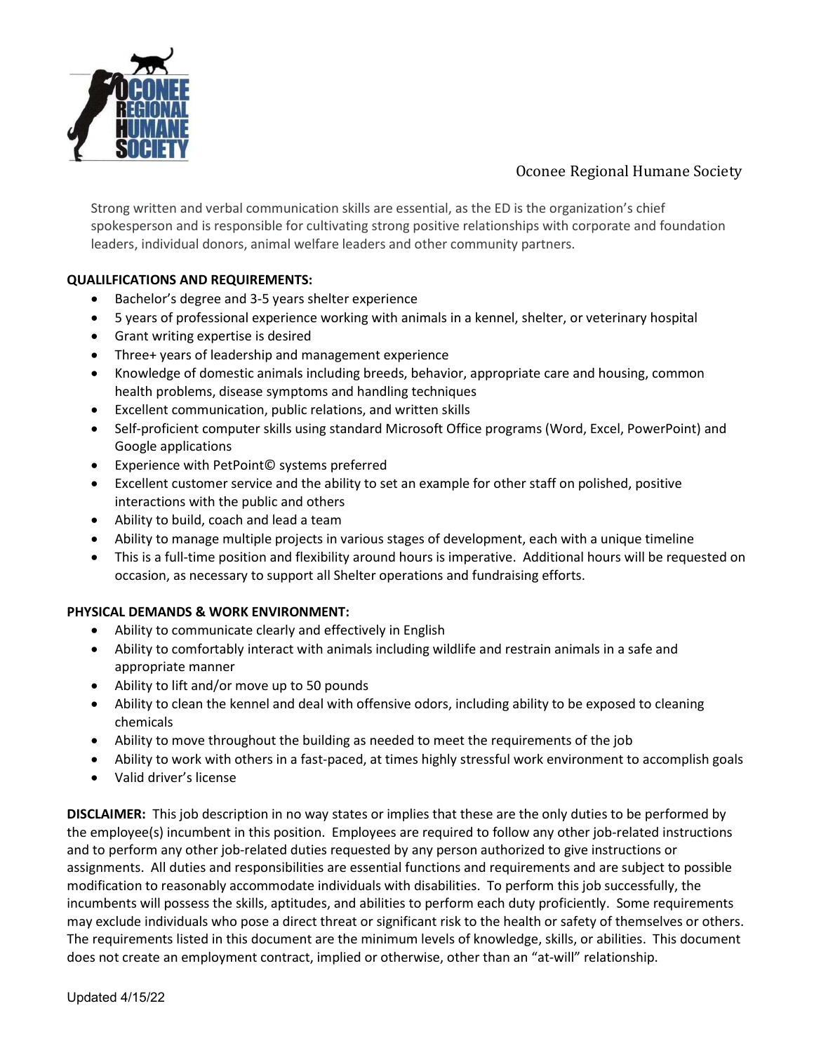Strong written and verbal communication skills are essential, as the ED is the organization's chief spokesperson and is responsible for cultivating strong positive relationships with corporate and foundation leaders, individual donors, animal welfare leaders and other community partners.

**QUALILFICATIONS AND REQUIREMENTS:**

- Bachelor's degree and 3-5 years shelter experience
- 5 years of professional experience working with animals in a kennel, shelter, or veterinary hospital
- Grant writing expertise is desired
- Three+ years of leadership and management experience
- Knowledge of domestic animals including breeds, behavior, appropriate care and housing, common health problems, disease symptoms and handling techniques
- Excellent communication, public relations, and written skills
- Self-proficient computer skills using standard Microsoft Office programs (Word, Excel, PowerPoint) and Google applications
- Experience with PetPoint© systems preferred
- Excellent customer service and the ability to set an example for other staff on polished, positive interactions with the public and others
- Ability to build, coach and lead a team
- Ability to manage multiple projects in various stages of development, each with a unique timeline
- This is a full-time position and flexibility around hours is imperative. Additional hours will be requested on occasion, as necessary to support all Shelter operations and fundraising efforts.

**PHYSICAL DEMANDS & WORK ENVIRONMENT:**

- Ability to communicate clearly and effectively in English
- Ability to comfortably interact with animals including wildlife and restrain animals in a safe and appropriate manner
- Ability to lift and/or move up to 50 pounds
- Ability to clean the kennel and deal with offensive odors, including ability to be exposed to cleaning chemicals
- Ability to move throughout the building as needed to meet the requirements of the job
- Ability to work with others in a fast-paced, at times highly stressful work environment to accomplish goals
- Valid driver's license

**DISCLAIMER:** This job description in no way states or implies that these are the only duties to be performed by the employee(s) incumbent in this position. Employees are required to follow any other job-related instructions and to perform any other job-related duties requested by any person authorized to give instructions or assignments. All duties and responsibilities are essential functions and requirements and are subject to possible modification to reasonably accommodate individuals with disabilities. To perform this job successfully, the incumbents will possess the skills, aptitudes, and abilities to perform each duty proficiently. Some requirements may exclude individuals who pose a direct threat or significant risk to the health or safety of themselves or others. The requirements listed in this document are the minimum levels of knowledge, skills, or abilities. This document does not create an employment contract, implied or otherwise, other than an "at-will" relationship.

Updated 4/15/22